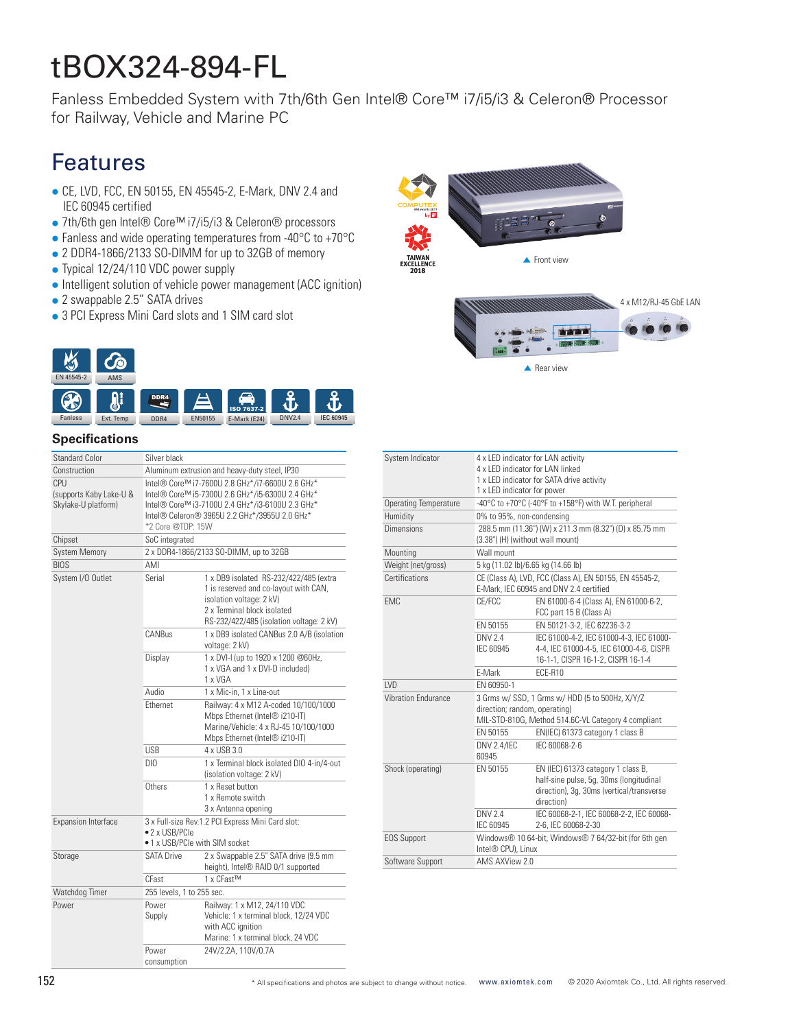# tBOX324-894-FL

Fanless Embedded System with 7th/6th Gen Intel® Core™ i7/i5/i3 & Celeron® Processor for Railway, Vehicle and Marine PC

## Features

- CE, LVD, FCC, EN 50155, EN 45545-2, E-Mark, DNV 2.4 and IEC 60945 certified
- 7th/6th gen Intel® Core™ i7/i5/i3 & Celeron® processors
- Fanless and wide operating temperatures from -40°C to +70°C
- 2 DDR4-1866/2133 SO-DIMM for up to 32GB of memory
- Typical 12/24/110 VDC power supply
- Intelligent solution of vehicle power management (ACC ignition)
- 2 swappable 2.5" SATA drives
- 3 PCI Express Mini Card slots and 1 SIM card slot

▲ Front view

4 x M12/RJ-45 GbE LAN

▲ Rear view

EN 45545-2 | AMS | Fanless | Ext. Temp | DDR4 | EN50155 | E-Mark (E24) | DNV2.4 | IEC 60945

## Specifications

| | | |
|---|---|---|
| Standard Color | Silver black | |
| Construction | Aluminum extrusion and heavy-duty steel, IP30 | |
| CPU (supports Kaby Lake-U & Skylake-U platform) | Intel® Core™ i7-7600U 2.8 GHz*/i7-6600U 2.6 GHz*<br>Intel® Core™ i5-7300U 2.6 GHz*/i5-6300U 2.4 GHz*<br>Intel® Core™ i3-7100U 2.4 GHz*/i3-6100U 2.3 GHz*<br>Intel® Celeron® 3965U 2.2 GHz*/3955U 2.0 GHz*<br>*2 Core @TDP: 15W | |
| Chipset | SoC integrated | |
| System Memory | 2 x DDR4-1866/2133 SO-DIMM, up to 32GB | |
| BIOS | AMI | |
| System I/O Outlet | Serial | 1 x DB9 isolated RS-232/422/485 (extra 1 is reserved and co-layout with CAN, isolation voltage: 2 kV)<br>2 x Terminal block isolated RS-232/422/485 (isolation voltage: 2 kV) |
| | CANBus | 1 x DB9 isolated CANBus 2.0 A/B (isolation voltage: 2 kV) |
| | Display | 1 x DVI-I (up to 1920 x 1200 @60Hz, 1 x VGA and 1 x DVI-D included)<br>1 x VGA |
| | Audio | 1 x Mic-in, 1 x Line-out |
| | Ethernet | Railway: 4 x M12 A-coded 10/100/1000 Mbps Ethernet (Intel® i210-IT)<br>Marine/Vehicle: 4 x RJ-45 10/100/1000 Mbps Ethernet (Intel® i210-IT) |
| | USB | 4 x USB 3.0 |
| | DIO | 1 x Terminal block isolated DIO 4-in/4-out (isolation voltage: 2 kV) |
| | Others | 1 x Reset button<br>1 x Remote switch<br>3 x Antenna opening |
| Expansion Interface | 3 x Full-size Rev.1.2 PCI Express Mini Card slot:<br>• 2 x USB/PCIe<br>• 1 x USB/PCIe with SIM socket | |
| Storage | SATA Drive | 2 x Swappable 2.5" SATA drive (9.5 mm height), Intel® RAID 0/1 supported |
| | CFast | 1 x CFast™ |
| Watchdog Timer | 255 levels, 1 to 255 sec. | |
| Power | Power Supply | Railway: 1 x M12, 24/110 VDC<br>Vehicle: 1 x terminal block, 12/24 VDC with ACC ignition<br>Marine: 1 x terminal block, 24 VDC |
| | Power consumption | 24V/2.2A, 110V/0.7A |

| | | |
|---|---|---|
| System Indicator | 4 x LED indicator for LAN activity<br>4 x LED indicator for LAN linked<br>1 x LED indicator for SATA drive activity<br>1 x LED indicator for power | |
| Operating Temperature | -40°C to +70°C (-40°F to +158°F) with W.T. peripheral | |
| Humidity | 0% to 95%, non-condensing | |
| Dimensions | 288.5 mm (11.36") (W) x 211.3 mm (8.32") (D) x 85.75 mm (3.38") (H) (without wall mount) | |
| Mounting | Wall mount | |
| Weight (net/gross) | 5 kg (11.02 lb)/6.65 kg (14.66 lb) | |
| Certifications | CE (Class A), LVD, FCC (Class A), EN 50155, EN 45545-2, E-Mark, IEC 60945 and DNV 2.4 certified | |
| EMC | CE/FCC | EN 61000-6-4 (Class A), EN 61000-6-2, FCC part 15 B (Class A) |
| | EN 50155 | EN 50121-3-2, IEC 62236-3-2 |
| | DNV 2.4<br>IEC 60945 | IEC 61000-4-2, IEC 61000-4-3, IEC 61000-4-4, IEC 61000-4-5, IEC 61000-4-6, CISPR 16-1-1, CISPR 16-1-4 |
| | E-Mark | ECE-R10 |
| LVD | EN 60950-1 | |
| Vibration Endurance | 3 Grms w/ SSD, 1 Grms w/ HDD (5 to 500Hz, X/Y/Z direction; random, operating)<br>MIL-STD-810G, Method 514.6C-VL Category 4 compliant | |
| | EN 50155 | EN(IEC) 61373 category 1 class B |
| | DNV 2.4/IEC 60945 | IEC 60068-2-6 |
| Shock (operating) | EN 50155 | EN (IEC) 61373 category 1 class B, half-sine pulse, 5g, 30ms (longitudinal direction), 3g, 30ms (vertical/transverse direction) |
| | DNV 2.4<br>IEC 60945 | IEC 60068-2-1, IEC 60068-2-2, IEC 60068-2-6, IEC 60068-2-30 |
| EOS Support | Windows® 10 64-bit, Windows® 7 64/32-bit (for 6th gen Intel® CPU), Linux | |
| Software Support | AMS.AXView 2.0 | |

* All specifications and photos are subject to change without notice.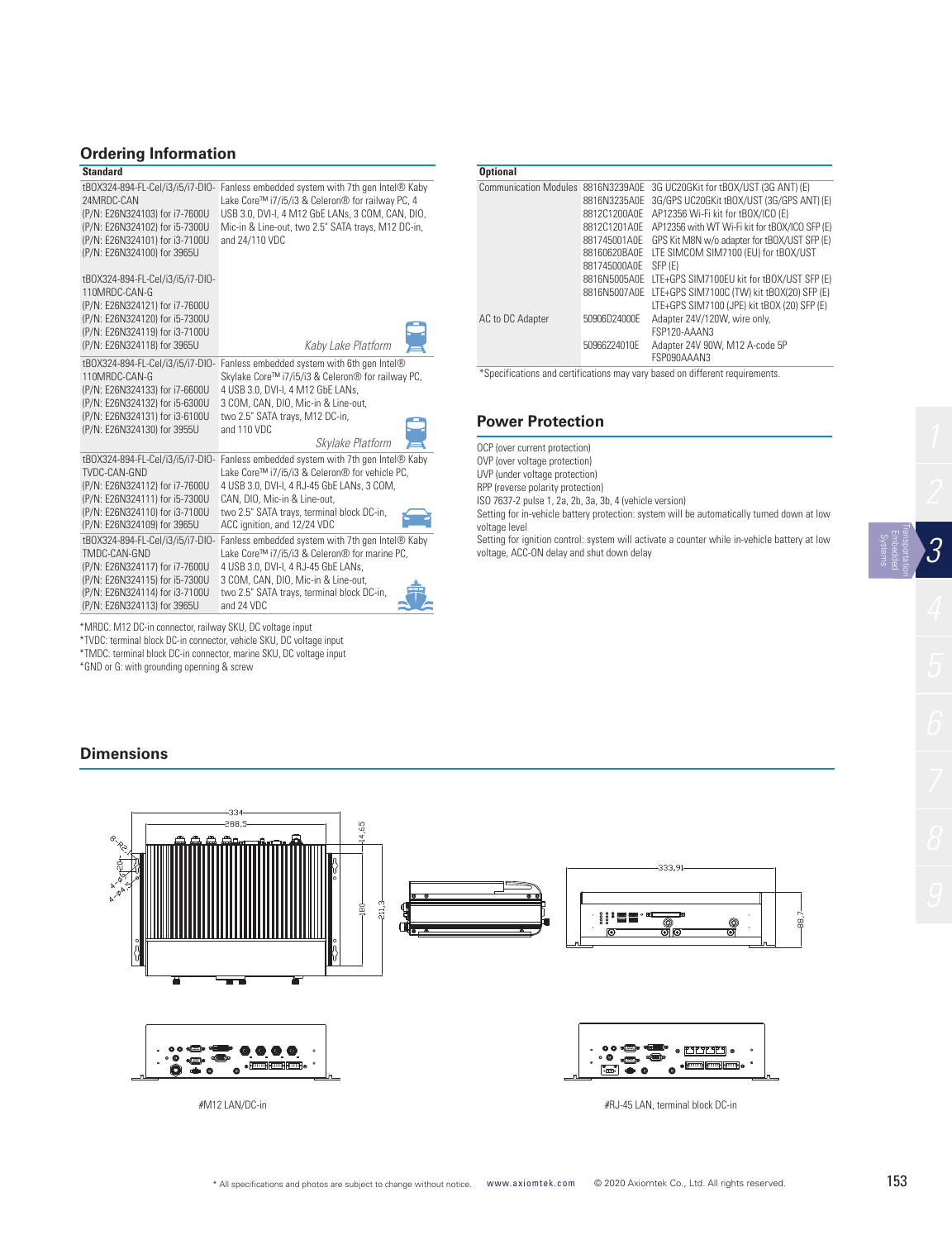## Ordering Information

| Standard | |
|---|---|
| tBOX324-894-FL-Cel/i3/i5/i7-DIO-24MRDC-CAN (P/N: E26N324103) for i7-7600U (P/N: E26N324102) for i5-7300U (P/N: E26N324101) for i3-7100U (P/N: E26N324100) for 3965U tBOX324-894-FL-Cel/i3/i5/i7-DIO-110MRDC-CAN-G (P/N: E26N324121) for i7-7600U (P/N: E26N324120) for i5-7300U (P/N: E26N324119) for i3-7100U (P/N: E26N324118) for 3965U | Fanless embedded system with 7th gen Intel® Kaby Lake Core™ i7/i5/i3 & Celeron® for railway PC, 4 USB 3.0, DVI-I, 4 M12 GbE LANs, 3 COM, CAN, DIO, Mic-in & Line-out, two 2.5" SATA trays, M12 DC-in, and 24/110 VDC *Kaby Lake Platform* |
| tBOX324-894-FL-Cel/i3/i5/i7-DIO-110MRDC-CAN-G (P/N: E26N324133) for i7-6600U (P/N: E26N324132) for i5-6300U (P/N: E26N324131) for i3-6100U (P/N: E26N324130) for 3955U | Fanless embedded system with 6th gen Intel® Skylake Core™ i7/i5/i3 & Celeron® for railway PC, 4 USB 3.0, DVI-I, 4 M12 GbE LANs, 3 COM, CAN, DIO, Mic-in & Line-out, two 2.5" SATA trays, M12 DC-in, and 110 VDC *Skylake Platform* |
| tBOX324-894-FL-Cel/i3/i5/i7-DIO-TVDC-CAN-GND (P/N: E26N324112) for i7-7600U (P/N: E26N324111) for i5-7300U (P/N: E26N324110) for i3-7100U (P/N: E26N324109) for 3965U | Fanless embedded system with 7th gen Intel® Kaby Lake Core™ i7/i5/i3 & Celeron® for vehicle PC, 4 USB 3.0, DVI-I, 4 RJ-45 GbE LANs, 3 COM, CAN, DIO, Mic-in & Line-out, two 2.5" SATA trays, terminal block DC-in, ACC ignition, and 12/24 VDC |
| tBOX324-894-FL-Cel/i3/i5/i7-DIO-TMDC-CAN-GND (P/N: E26N324117) for i7-7600U (P/N: E26N324115) for i5-7300U (P/N: E26N324114) for i3-7100U (P/N: E26N324113) for 3965U | Fanless embedded system with 7th gen Intel® Kaby Lake Core™ i7/i5/i3 & Celeron® for marine PC, 4 USB 3.0, DVI-I, 4 RJ-45 GbE LANs, 3 COM, CAN, DIO, Mic-in & Line-out, two 2.5" SATA trays, terminal block DC-in, and 24 VDC |

*MRDC: M12 DC-in connector, railway SKU, DC voltage input
*TVDC: terminal block DC-in connector, vehicle SKU, DC voltage input
*TMDC: terminal block DC-in connector, marine SKU, DC voltage input
*GND or G: with grounding openning & screw

| Optional | | |
|---|---|---|
| Communication Modules | 8816N3239A0E | 3G UC20GKit for tBOX/UST (3G ANT) (E) |
| | 8816N3235A0E | 3G/GPS UC20GKit tBOX/UST (3G/GPS ANT) (E) |
| | 8812C1200A0E | AP12356 Wi-Fi kit for tBOX/ICO (E) |
| | 8812C1201A0E | AP12356 with WT Wi-Fi kit for tBOX/ICO SFP (E) |
| | 881745001A0E | GPS Kit M8N w/o adapter for tBOX/UST SFP (E) |
| | 88160620BA0E | LTE SIMCOM SIM7100 (EU) for tBOX/UST |
| | 881745000A0E | SFP (E) |
| | 8816N5005A0E | LTE+GPS SIM7100EU kit for tBOX/UST SFP (E) |
| | 8816N5007A0E | LTE+GPS SIM7100C (TW) kit tBOX(20) SFP (E) |
| | | LTE+GPS SIM7100 (JPE) kit tBOX (20) SFP (E) |
| AC to DC Adapter | 50906D24000E | Adapter 24V/120W, wire only, FSP120-AAAN3 |
| | 50966224010E | Adapter 24V 90W, M12 A-code 5P FSP090AAAN3 |

*Specifications and certifications may vary based on different requirements.

## Power Protection

OCP (over current protection)
OVP (over voltage protection)
UVP (under voltage protection)
RPP (reverse polarity protection)
ISO 7637-2 pulse 1, 2a, 2b, 3a, 3b, 4 (vehicle version)
Setting for in-vehicle battery protection: system will be automatically turned down at low voltage level
Setting for ignition control: system will activate a counter while in-vehicle battery at low voltage, ACC-ON delay and shut down delay

## Dimensions

334
288,5
14,65
180
211,3
8-R2
20
4-Ø5
4-Ø4.5
333,91
88,7

#M12 LAN/DC-in

#RJ-45 LAN, terminal block DC-in